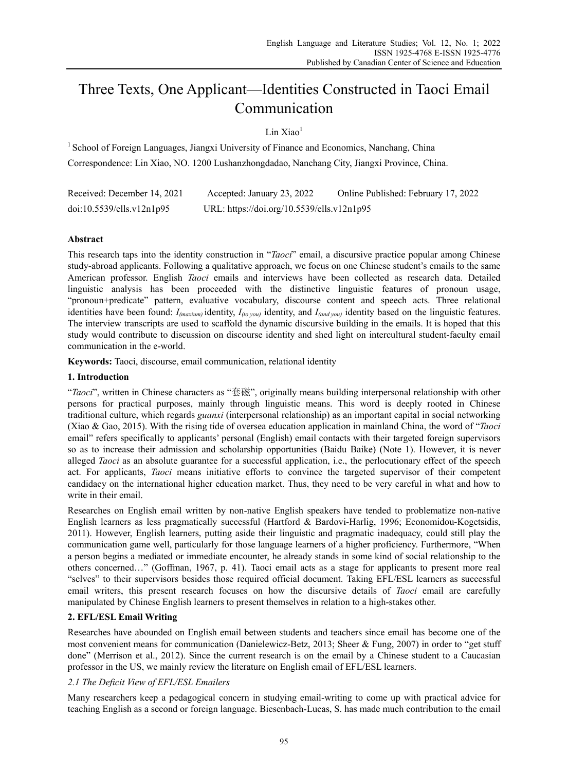# Three Texts, One Applicant—Identities Constructed in Taoci Email Communication

Lin Xiao[1]

[1] School of Foreign Languages, Jiangxi University of Finance and Economics, Nanchang, China

Correspondence: Lin Xiao, NO. 1200 Lushanzhongdadao, Nanchang City, Jiangxi Province, China.

Received: December 14, 2021 Accepted: January 23, 2022 Online Published: February 17, 2022

doi:10.5539/ells.v12n1p95 URL: https://doi.org/10.5539/ells.v12n1p95

**Abstract**

This research taps into the identity construction in "*Taoci*" email, a discursive practice popular among Chinese study-abroad applicants. Following a qualitative approach, we focus on one Chinese student's emails to the same American professor. English *Taoci* emails and interviews have been collected as research data. Detailed linguistic analysis has been proceeded with the distinctive linguistic features of pronoun usage, "pronoun+predicate" pattern, evaluative vocabulary, discourse content and speech acts. Three relational identities have been found: $I_{(maxium)}$ identity, $I_{(to\ you)}$ identity, and $I_{(and\ you)}$ identity based on the linguistic features. The interview transcripts are used to scaffold the dynamic discursive building in the emails. It is hoped that this study would contribute to discussion on discourse identity and shed light on intercultural student-faculty email communication in the e-world.

**Keywords:** Taoci, discourse, email communication, relational identity

## 1. Introduction

"*Taoci*", written in Chinese characters as "套磁", originally means building interpersonal relationship with other persons for practical purposes, mainly through linguistic means. This word is deeply rooted in Chinese traditional culture, which regards *guanxi* (interpersonal relationship) as an important capital in social networking (Xiao & Gao, 2015). With the rising tide of oversea education application in mainland China, the word of "*Taoci* email" refers specifically to applicants' personal (English) email contacts with their targeted foreign supervisors so as to increase their admission and scholarship opportunities (Baidu Baike) (Note 1). However, it is never alleged *Taoci* as an absolute guarantee for a successful application, i.e., the perlocutionary effect of the speech act. For applicants, *Taoci* means initiative efforts to convince the targeted supervisor of their competent candidacy on the international higher education market. Thus, they need to be very careful in what and how to write in their email.

Researches on English email written by non-native English speakers have tended to problematize non-native English learners as less pragmatically successful (Hartford & Bardovi-Harlig, 1996; Economidou-Kogetsidis, 2011). However, English learners, putting aside their linguistic and pragmatic inadequacy, could still play the communication game well, particularly for those language learners of a higher proficiency. Furthermore, "When a person begins a mediated or immediate encounter, he already stands in some kind of social relationship to the others concerned…" (Goffman, 1967, p. 41). Taoci email acts as a stage for applicants to present more real "selves" to their supervisors besides those required official document. Taking EFL/ESL learners as successful email writers, this present research focuses on how the discursive details of *Taoci* email are carefully manipulated by Chinese English learners to present themselves in relation to a high-stakes other.

## 2. EFL/ESL Email Writing

Researches have abounded on English email between students and teachers since email has become one of the most convenient means for communication (Danielewicz-Betz, 2013; Sheer & Fung, 2007) in order to "get stuff done" (Merrison et al., 2012). Since the current research is on the email by a Chinese student to a Caucasian professor in the US, we mainly review the literature on English email of EFL/ESL learners.

### *2.1 The Deficit View of EFL/ESL Emailers*

Many researchers keep a pedagogical concern in studying email-writing to come up with practical advice for teaching English as a second or foreign language. Biesenbach-Lucas, S. has made much contribution to the email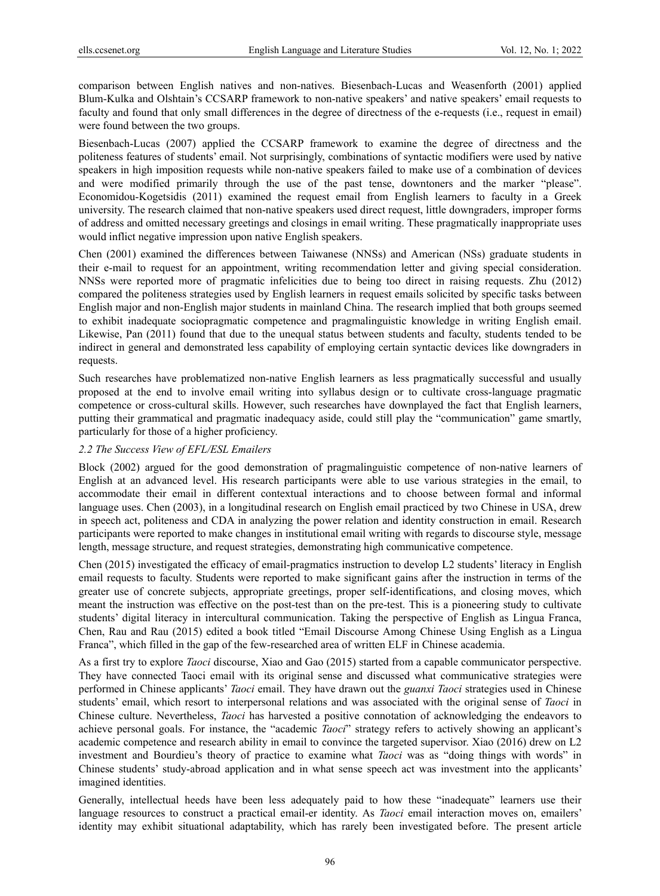comparison between English natives and non-natives. Biesenbach-Lucas and Weasenforth (2001) applied Blum-Kulka and Olshtain's CCSARP framework to non-native speakers' and native speakers' email requests to faculty and found that only small differences in the degree of directness of the e-requests (i.e., request in email) were found between the two groups.

Biesenbach-Lucas (2007) applied the CCSARP framework to examine the degree of directness and the politeness features of students' email. Not surprisingly, combinations of syntactic modifiers were used by native speakers in high imposition requests while non-native speakers failed to make use of a combination of devices and were modified primarily through the use of the past tense, downtoners and the marker "please". Economidou-Kogetsidis (2011) examined the request email from English learners to faculty in a Greek university. The research claimed that non-native speakers used direct request, little downgraders, improper forms of address and omitted necessary greetings and closings in email writing. These pragmatically inappropriate uses would inflict negative impression upon native English speakers.

Chen (2001) examined the differences between Taiwanese (NNSs) and American (NSs) graduate students in their e-mail to request for an appointment, writing recommendation letter and giving special consideration. NNSs were reported more of pragmatic infelicities due to being too direct in raising requests. Zhu (2012) compared the politeness strategies used by English learners in request emails solicited by specific tasks between English major and non-English major students in mainland China. The research implied that both groups seemed to exhibit inadequate sociopragmatic competence and pragmalinguistic knowledge in writing English email. Likewise, Pan (2011) found that due to the unequal status between students and faculty, students tended to be indirect in general and demonstrated less capability of employing certain syntactic devices like downgraders in requests.

Such researches have problematized non-native English learners as less pragmatically successful and usually proposed at the end to involve email writing into syllabus design or to cultivate cross-language pragmatic competence or cross-cultural skills. However, such researches have downplayed the fact that English learners, putting their grammatical and pragmatic inadequacy aside, could still play the "communication" game smartly, particularly for those of a higher proficiency.

### *2.2 The Success View of EFL/ESL Emailers*

Block (2002) argued for the good demonstration of pragmalinguistic competence of non-native learners of English at an advanced level. His research participants were able to use various strategies in the email, to accommodate their email in different contextual interactions and to choose between formal and informal language uses. Chen (2003), in a longitudinal research on English email practiced by two Chinese in USA, drew in speech act, politeness and CDA in analyzing the power relation and identity construction in email. Research participants were reported to make changes in institutional email writing with regards to discourse style, message length, message structure, and request strategies, demonstrating high communicative competence.

Chen (2015) investigated the efficacy of email-pragmatics instruction to develop L2 students' literacy in English email requests to faculty. Students were reported to make significant gains after the instruction in terms of the greater use of concrete subjects, appropriate greetings, proper self-identifications, and closing moves, which meant the instruction was effective on the post-test than on the pre-test. This is a pioneering study to cultivate students' digital literacy in intercultural communication. Taking the perspective of English as Lingua Franca, Chen, Rau and Rau (2015) edited a book titled "Email Discourse Among Chinese Using English as a Lingua Franca", which filled in the gap of the few-researched area of written ELF in Chinese academia.

As a first try to explore *Taoci* discourse, Xiao and Gao (2015) started from a capable communicator perspective. They have connected Taoci email with its original sense and discussed what communicative strategies were performed in Chinese applicants' *Taoci* email. They have drawn out the *guanxi Taoci* strategies used in Chinese students' email, which resort to interpersonal relations and was associated with the original sense of *Taoci* in Chinese culture. Nevertheless, *Taoci* has harvested a positive connotation of acknowledging the endeavors to achieve personal goals. For instance, the "academic *Taoci*" strategy refers to actively showing an applicant's academic competence and research ability in email to convince the targeted supervisor. Xiao (2016) drew on L2 investment and Bourdieu's theory of practice to examine what *Taoci* was as "doing things with words" in Chinese students' study-abroad application and in what sense speech act was investment into the applicants' imagined identities.

Generally, intellectual heeds have been less adequately paid to how these "inadequate" learners use their language resources to construct a practical email-er identity. As *Taoci* email interaction moves on, emailers' identity may exhibit situational adaptability, which has rarely been investigated before. The present article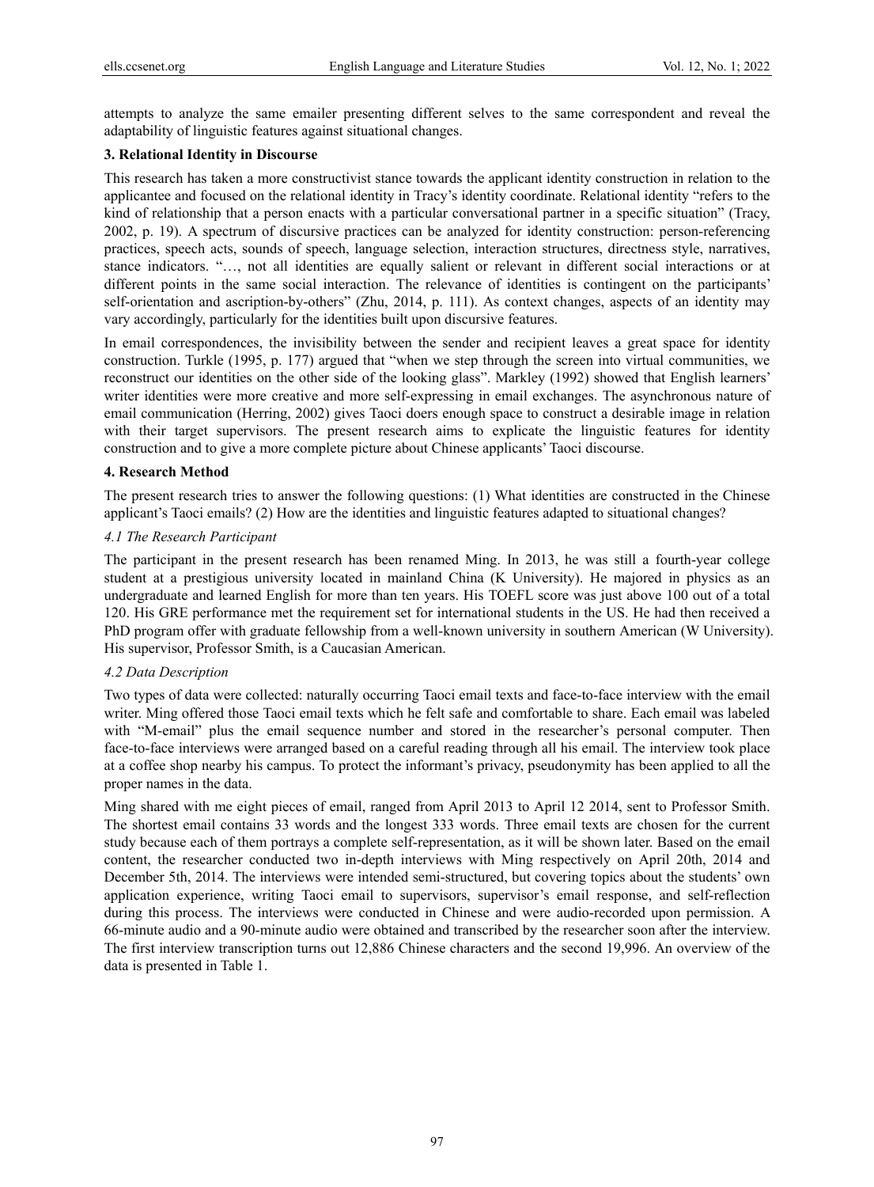attempts to analyze the same emailer presenting different selves to the same correspondent and reveal the adaptability of linguistic features against situational changes.

## 3. Relational Identity in Discourse

This research has taken a more constructivist stance towards the applicant identity construction in relation to the applicantee and focused on the relational identity in Tracy's identity coordinate. Relational identity "refers to the kind of relationship that a person enacts with a particular conversational partner in a specific situation" (Tracy, 2002, p. 19). A spectrum of discursive practices can be analyzed for identity construction: person-referencing practices, speech acts, sounds of speech, language selection, interaction structures, directness style, narratives, stance indicators. "…, not all identities are equally salient or relevant in different social interactions or at different points in the same social interaction. The relevance of identities is contingent on the participants' self-orientation and ascription-by-others" (Zhu, 2014, p. 111). As context changes, aspects of an identity may vary accordingly, particularly for the identities built upon discursive features.

In email correspondences, the invisibility between the sender and recipient leaves a great space for identity construction. Turkle (1995, p. 177) argued that "when we step through the screen into virtual communities, we reconstruct our identities on the other side of the looking glass". Markley (1992) showed that English learners' writer identities were more creative and more self-expressing in email exchanges. The asynchronous nature of email communication (Herring, 2002) gives Taoci doers enough space to construct a desirable image in relation with their target supervisors. The present research aims to explicate the linguistic features for identity construction and to give a more complete picture about Chinese applicants' Taoci discourse.

## 4. Research Method

The present research tries to answer the following questions: (1) What identities are constructed in the Chinese applicant's Taoci emails? (2) How are the identities and linguistic features adapted to situational changes?

### *4.1 The Research Participant*

The participant in the present research has been renamed Ming. In 2013, he was still a fourth-year college student at a prestigious university located in mainland China (K University). He majored in physics as an undergraduate and learned English for more than ten years. His TOEFL score was just above 100 out of a total 120. His GRE performance met the requirement set for international students in the US. He had then received a PhD program offer with graduate fellowship from a well-known university in southern American (W University). His supervisor, Professor Smith, is a Caucasian American.

### *4.2 Data Description*

Two types of data were collected: naturally occurring Taoci email texts and face-to-face interview with the email writer. Ming offered those Taoci email texts which he felt safe and comfortable to share. Each email was labeled with "M-email" plus the email sequence number and stored in the researcher's personal computer. Then face-to-face interviews were arranged based on a careful reading through all his email. The interview took place at a coffee shop nearby his campus. To protect the informant's privacy, pseudonymity has been applied to all the proper names in the data.

Ming shared with me eight pieces of email, ranged from April 2013 to April 12 2014, sent to Professor Smith. The shortest email contains 33 words and the longest 333 words. Three email texts are chosen for the current study because each of them portrays a complete self-representation, as it will be shown later. Based on the email content, the researcher conducted two in-depth interviews with Ming respectively on April 20th, 2014 and December 5th, 2014. The interviews were intended semi-structured, but covering topics about the students' own application experience, writing Taoci email to supervisors, supervisor's email response, and self-reflection during this process. The interviews were conducted in Chinese and were audio-recorded upon permission. A 66-minute audio and a 90-minute audio were obtained and transcribed by the researcher soon after the interview. The first interview transcription turns out 12,886 Chinese characters and the second 19,996. An overview of the data is presented in Table 1.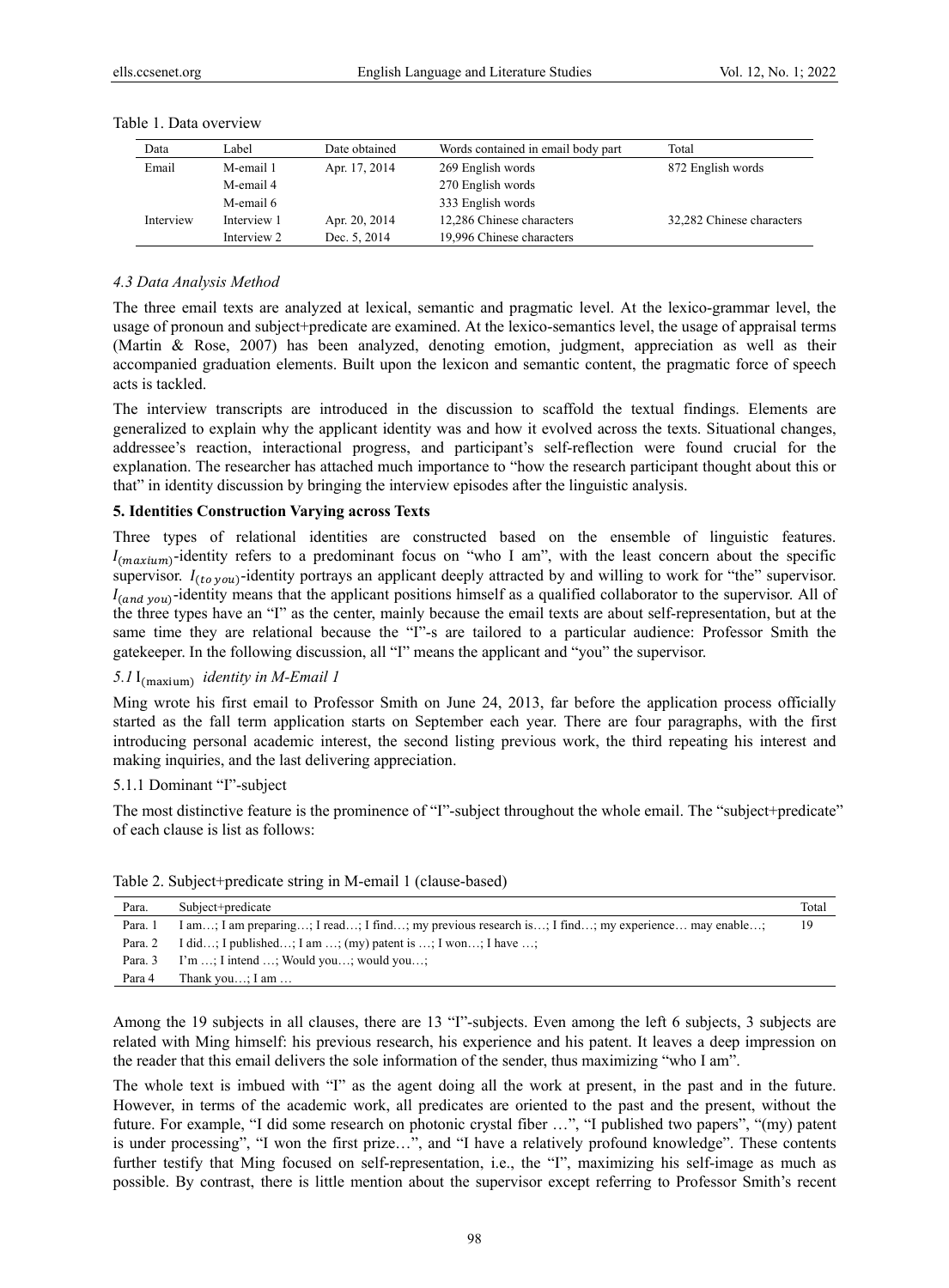Table 1. Data overview

| Data | Label | Date obtained | Words contained in email body part | Total |
|---|---|---|---|---|
| Email | M-email 1 | Apr. 17, 2014 | 269 English words | 872 English words |
| | M-email 4 | | 270 English words | |
| | M-email 6 | | 333 English words | |
| Interview | Interview 1 | Apr. 20, 2014 | 12,286 Chinese characters | 32,282 Chinese characters |
| | Interview 2 | Dec. 5, 2014 | 19,996 Chinese characters | |

### *4.3 Data Analysis Method*

The three email texts are analyzed at lexical, semantic and pragmatic level. At the lexico-grammar level, the usage of pronoun and subject+predicate are examined. At the lexico-semantics level, the usage of appraisal terms (Martin & Rose, 2007) has been analyzed, denoting emotion, judgment, appreciation as well as their accompanied graduation elements. Built upon the lexicon and semantic content, the pragmatic force of speech acts is tackled.

The interview transcripts are introduced in the discussion to scaffold the textual findings. Elements are generalized to explain why the applicant identity was and how it evolved across the texts. Situational changes, addressee's reaction, interactional progress, and participant's self-reflection were found crucial for the explanation. The researcher has attached much importance to "how the research participant thought about this or that" in identity discussion by bringing the interview episodes after the linguistic analysis.

## **5. Identities Construction Varying across Texts**

Three types of relational identities are constructed based on the ensemble of linguistic features. $I_{(maxium)}$-identity refers to a predominant focus on "who I am", with the least concern about the specific supervisor. $I_{(to\ you)}$-identity portrays an applicant deeply attracted by and willing to work for "the" supervisor. $I_{(and\ you)}$-identity means that the applicant positions himself as a qualified collaborator to the supervisor. All of the three types have an "I" as the center, mainly because the email texts are about self-representation, but at the same time they are relational because the "I"-s are tailored to a particular audience: Professor Smith the gatekeeper. In the following discussion, all "I" means the applicant and "you" the supervisor.

### *5.1* $\mathrm{I}_{(\mathrm{maxium})}$ *identity in M-Email 1*

Ming wrote his first email to Professor Smith on June 24, 2013, far before the application process officially started as the fall term application starts on September each year. There are four paragraphs, with the first introducing personal academic interest, the second listing previous work, the third repeating his interest and making inquiries, and the last delivering appreciation.

#### 5.1.1 Dominant "I"-subject

The most distinctive feature is the prominence of "I"-subject throughout the whole email. The "subject+predicate" of each clause is list as follows:

Table 2. Subject+predicate string in M-email 1 (clause-based)

| Para. | Subject+predicate | Total |
|---|---|---|
| Para. 1 | I am…; I am preparing…; I read…; I find…; my previous research is…; I find…; my experience… may enable…; | 19 |
| Para. 2 | I did…; I published…; I am …; (my) patent is …; I won…; I have …; | |
| Para. 3 | I'm …; I intend …; Would you…; would you…; | |
| Para 4 | Thank you…; I am … | |

Among the 19 subjects in all clauses, there are 13 "I"-subjects. Even among the left 6 subjects, 3 subjects are related with Ming himself: his previous research, his experience and his patent. It leaves a deep impression on the reader that this email delivers the sole information of the sender, thus maximizing "who I am".

The whole text is imbued with "I" as the agent doing all the work at present, in the past and in the future. However, in terms of the academic work, all predicates are oriented to the past and the present, without the future. For example, "I did some research on photonic crystal fiber …", "I published two papers", "(my) patent is under processing", "I won the first prize…", and "I have a relatively profound knowledge". These contents further testify that Ming focused on self-representation, i.e., the "I", maximizing his self-image as much as possible. By contrast, there is little mention about the supervisor except referring to Professor Smith's recent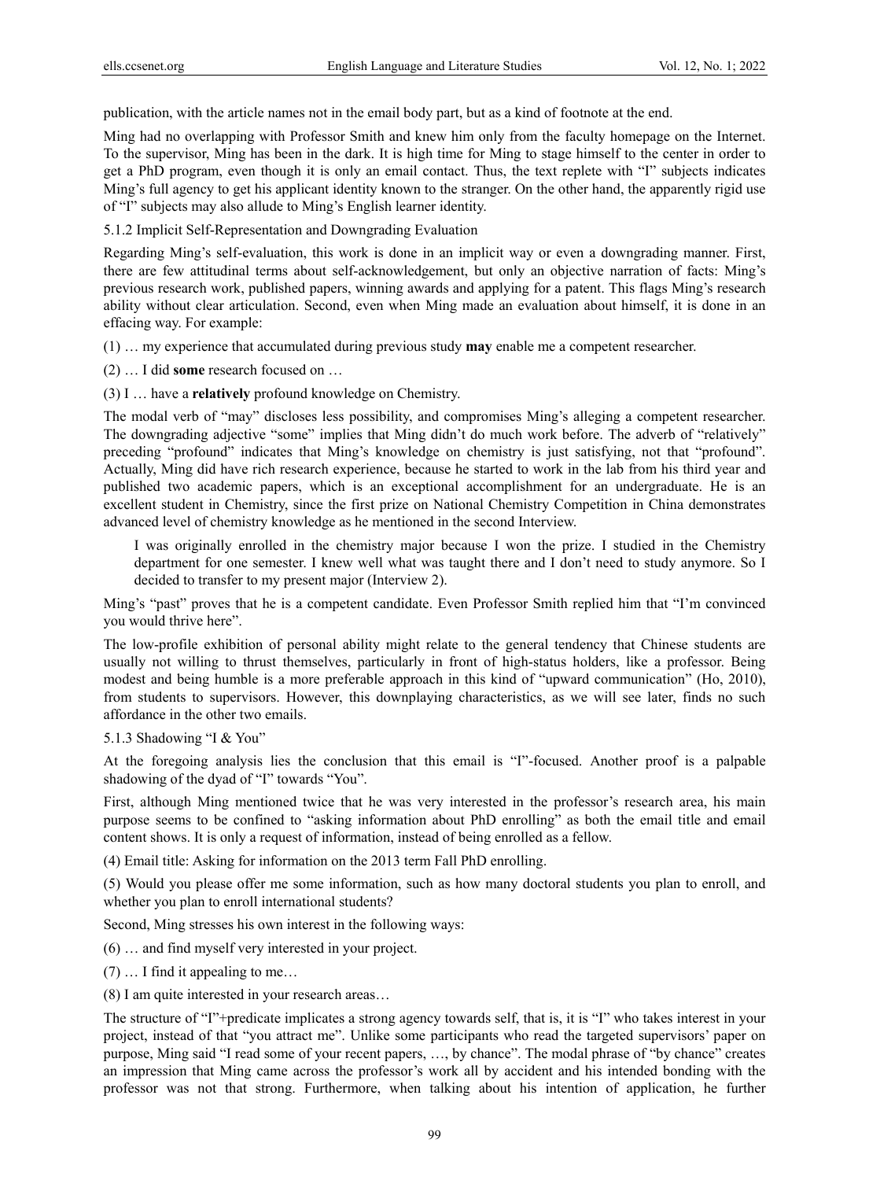publication, with the article names not in the email body part, but as a kind of footnote at the end.

Ming had no overlapping with Professor Smith and knew him only from the faculty homepage on the Internet. To the supervisor, Ming has been in the dark. It is high time for Ming to stage himself to the center in order to get a PhD program, even though it is only an email contact. Thus, the text replete with "I" subjects indicates Ming's full agency to get his applicant identity known to the stranger. On the other hand, the apparently rigid use of "I" subjects may also allude to Ming's English learner identity.

#### 5.1.2 Implicit Self-Representation and Downgrading Evaluation

Regarding Ming's self-evaluation, this work is done in an implicit way or even a downgrading manner. First, there are few attitudinal terms about self-acknowledgement, but only an objective narration of facts: Ming's previous research work, published papers, winning awards and applying for a patent. This flags Ming's research ability without clear articulation. Second, even when Ming made an evaluation about himself, it is done in an effacing way. For example:

(1) … my experience that accumulated during previous study **may** enable me a competent researcher.

(2) … I did **some** research focused on …

(3) I … have a **relatively** profound knowledge on Chemistry.

The modal verb of "may" discloses less possibility, and compromises Ming's alleging a competent researcher. The downgrading adjective "some" implies that Ming didn't do much work before. The adverb of "relatively" preceding "profound" indicates that Ming's knowledge on chemistry is just satisfying, not that "profound". Actually, Ming did have rich research experience, because he started to work in the lab from his third year and published two academic papers, which is an exceptional accomplishment for an undergraduate. He is an excellent student in Chemistry, since the first prize on National Chemistry Competition in China demonstrates advanced level of chemistry knowledge as he mentioned in the second Interview.

> I was originally enrolled in the chemistry major because I won the prize. I studied in the Chemistry department for one semester. I knew well what was taught there and I don't need to study anymore. So I decided to transfer to my present major (Interview 2).

Ming's "past" proves that he is a competent candidate. Even Professor Smith replied him that "I'm convinced you would thrive here".

The low-profile exhibition of personal ability might relate to the general tendency that Chinese students are usually not willing to thrust themselves, particularly in front of high-status holders, like a professor. Being modest and being humble is a more preferable approach in this kind of "upward communication" (Ho, 2010), from students to supervisors. However, this downplaying characteristics, as we will see later, finds no such affordance in the other two emails.

#### 5.1.3 Shadowing "I & You"

At the foregoing analysis lies the conclusion that this email is "I"-focused. Another proof is a palpable shadowing of the dyad of "I" towards "You".

First, although Ming mentioned twice that he was very interested in the professor's research area, his main purpose seems to be confined to "asking information about PhD enrolling" as both the email title and email content shows. It is only a request of information, instead of being enrolled as a fellow.

(4) Email title: Asking for information on the 2013 term Fall PhD enrolling.

(5) Would you please offer me some information, such as how many doctoral students you plan to enroll, and whether you plan to enroll international students?

Second, Ming stresses his own interest in the following ways:

(6) … and find myself very interested in your project.

(7) … I find it appealing to me…

(8) I am quite interested in your research areas…

The structure of "I"+predicate implicates a strong agency towards self, that is, it is "I" who takes interest in your project, instead of that "you attract me". Unlike some participants who read the targeted supervisors' paper on purpose, Ming said "I read some of your recent papers, …, by chance". The modal phrase of "by chance" creates an impression that Ming came across the professor's work all by accident and his intended bonding with the professor was not that strong. Furthermore, when talking about his intention of application, he further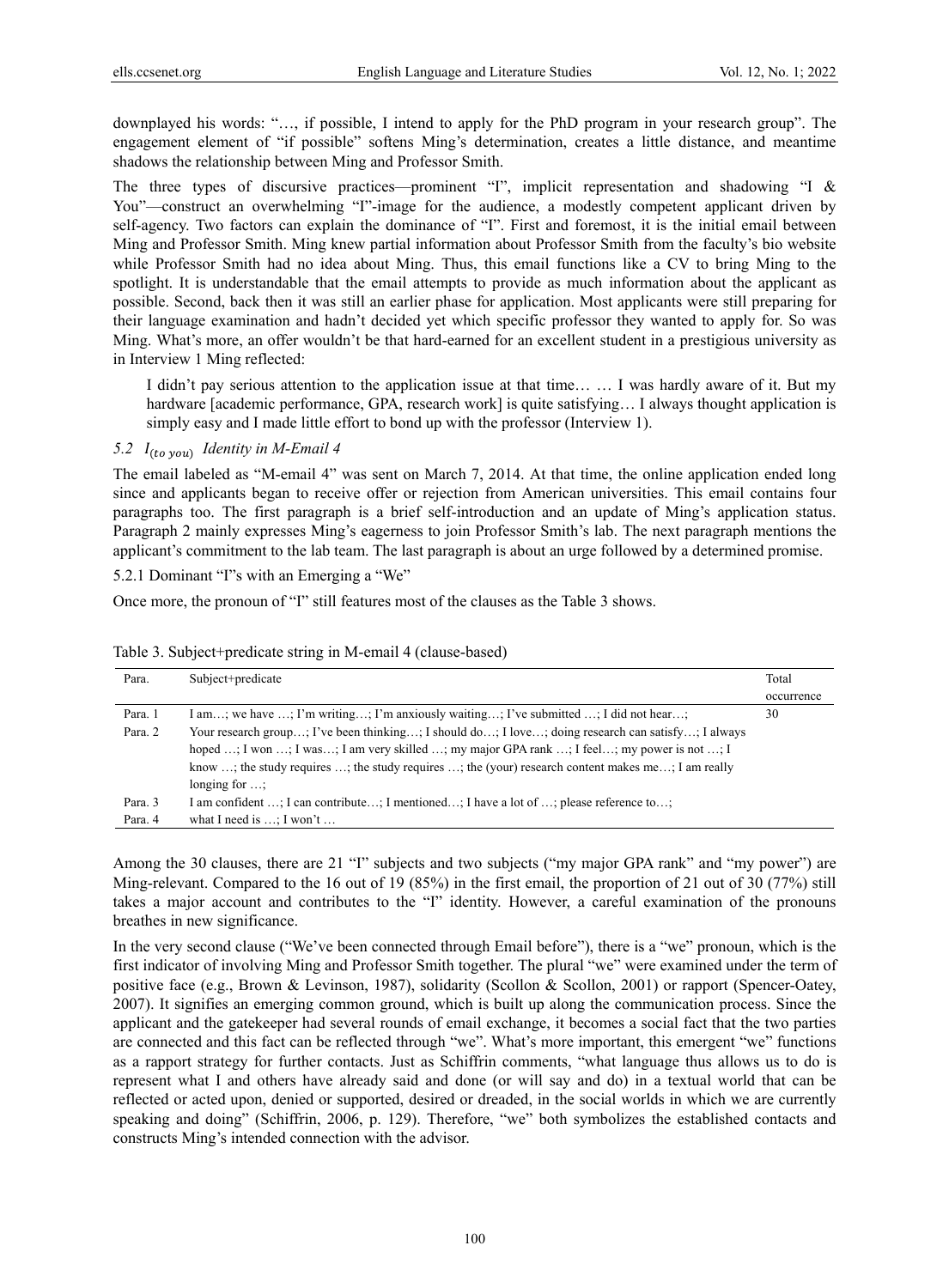downplayed his words: "…, if possible, I intend to apply for the PhD program in your research group". The engagement element of "if possible" softens Ming's determination, creates a little distance, and meantime shadows the relationship between Ming and Professor Smith.

The three types of discursive practices—prominent "I", implicit representation and shadowing "I & You"—construct an overwhelming "I"-image for the audience, a modestly competent applicant driven by self-agency. Two factors can explain the dominance of "I". First and foremost, it is the initial email between Ming and Professor Smith. Ming knew partial information about Professor Smith from the faculty's bio website while Professor Smith had no idea about Ming. Thus, this email functions like a CV to bring Ming to the spotlight. It is understandable that the email attempts to provide as much information about the applicant as possible. Second, back then it was still an earlier phase for application. Most applicants were still preparing for their language examination and hadn't decided yet which specific professor they wanted to apply for. So was Ming. What's more, an offer wouldn't be that hard-earned for an excellent student in a prestigious university as in Interview 1 Ming reflected:

> I didn't pay serious attention to the application issue at that time… … I was hardly aware of it. But my hardware [academic performance, GPA, research work] is quite satisfying… I always thought application is simply easy and I made little effort to bond up with the professor (Interview 1).

### 5.2 $I_{(to\ you)}$ Identity in M-Email 4

The email labeled as "M-email 4" was sent on March 7, 2014. At that time, the online application ended long since and applicants began to receive offer or rejection from American universities. This email contains four paragraphs too. The first paragraph is a brief self-introduction and an update of Ming's application status. Paragraph 2 mainly expresses Ming's eagerness to join Professor Smith's lab. The next paragraph mentions the applicant's commitment to the lab team. The last paragraph is about an urge followed by a determined promise.

#### 5.2.1 Dominant "I"s with an Emerging a "We"

Once more, the pronoun of "I" still features most of the clauses as the Table 3 shows.

Table 3. Subject+predicate string in M-email 4 (clause-based)

| Para. | Subject+predicate | Total occurrence |
|---|---|---|
| Para. 1 | I am…; we have …; I'm writing…; I'm anxiously waiting…; I've submitted …; I did not hear…; | 30 |
| Para. 2 | Your research group…; I've been thinking…; I should do…; I love…; doing research can satisfy…; I always hoped …; I won …; I was…; I am very skilled …; my major GPA rank …; I feel…; my power is not …; I know …; the study requires …; the study requires …; the (your) research content makes me…; I am really longing for …; | |
| Para. 3 | I am confident …; I can contribute…; I mentioned…; I have a lot of …; please reference to…; | |
| Para. 4 | what I need is …; I won't … | |

Among the 30 clauses, there are 21 "I" subjects and two subjects ("my major GPA rank" and "my power") are Ming-relevant. Compared to the 16 out of 19 (85%) in the first email, the proportion of 21 out of 30 (77%) still takes a major account and contributes to the "I" identity. However, a careful examination of the pronouns breathes in new significance.

In the very second clause ("We've been connected through Email before"), there is a "we" pronoun, which is the first indicator of involving Ming and Professor Smith together. The plural "we" were examined under the term of positive face (e.g., Brown & Levinson, 1987), solidarity (Scollon & Scollon, 2001) or rapport (Spencer-Oatey, 2007). It signifies an emerging common ground, which is built up along the communication process. Since the applicant and the gatekeeper had several rounds of email exchange, it becomes a social fact that the two parties are connected and this fact can be reflected through "we". What's more important, this emergent "we" functions as a rapport strategy for further contacts. Just as Schiffrin comments, "what language thus allows us to do is represent what I and others have already said and done (or will say and do) in a textual world that can be reflected or acted upon, denied or supported, desired or dreaded, in the social worlds in which we are currently speaking and doing" (Schiffrin, 2006, p. 129). Therefore, "we" both symbolizes the established contacts and constructs Ming's intended connection with the advisor.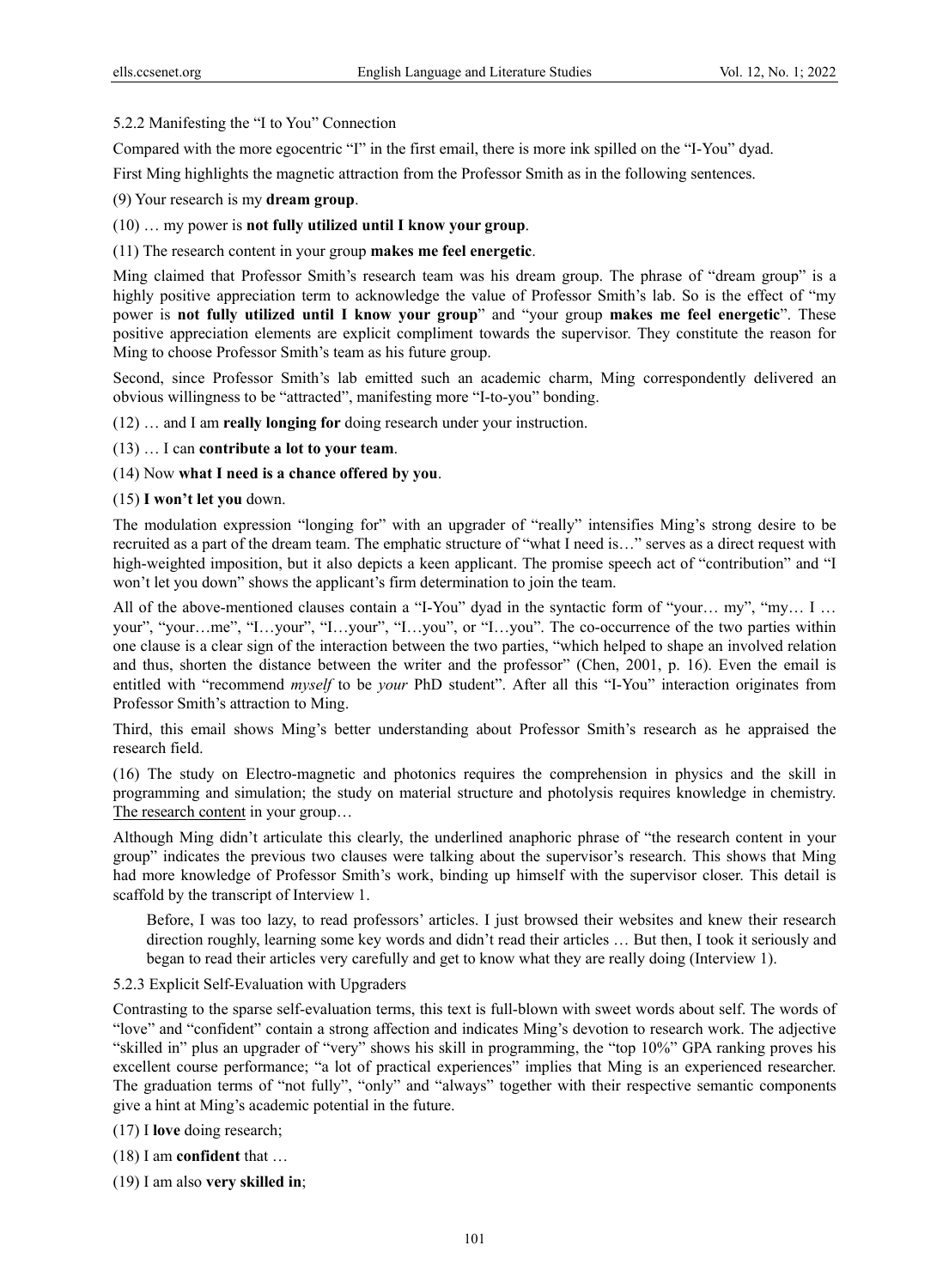#### 5.2.2 Manifesting the "I to You" Connection

Compared with the more egocentric "I" in the first email, there is more ink spilled on the "I-You" dyad.

First Ming highlights the magnetic attraction from the Professor Smith as in the following sentences.

(9) Your research is my **dream group**.

(10) … my power is **not fully utilized until I know your group**.

(11) The research content in your group **makes me feel energetic**.

Ming claimed that Professor Smith's research team was his dream group. The phrase of "dream group" is a highly positive appreciation term to acknowledge the value of Professor Smith's lab. So is the effect of "my power is **not fully utilized until I know your group**" and "your group **makes me feel energetic**". These positive appreciation elements are explicit compliment towards the supervisor. They constitute the reason for Ming to choose Professor Smith's team as his future group.

Second, since Professor Smith's lab emitted such an academic charm, Ming correspondently delivered an obvious willingness to be "attracted", manifesting more "I-to-you" bonding.

(12) … and I am **really longing for** doing research under your instruction.

(13) … I can **contribute a lot to your team**.

(14) Now **what I need is a chance offered by you**.

(15) **I won't let you** down.

The modulation expression "longing for" with an upgrader of "really" intensifies Ming's strong desire to be recruited as a part of the dream team. The emphatic structure of "what I need is…" serves as a direct request with high-weighted imposition, but it also depicts a keen applicant. The promise speech act of "contribution" and "I won't let you down" shows the applicant's firm determination to join the team.

All of the above-mentioned clauses contain a "I-You" dyad in the syntactic form of "your… my", "my… I … your", "your…me", "I…your", "I…your", "I…you", or "I…you". The co-occurrence of the two parties within one clause is a clear sign of the interaction between the two parties, "which helped to shape an involved relation and thus, shorten the distance between the writer and the professor" (Chen, 2001, p. 16). Even the email is entitled with "recommend *myself* to be *your* PhD student". After all this "I-You" interaction originates from Professor Smith's attraction to Ming.

Third, this email shows Ming's better understanding about Professor Smith's research as he appraised the research field.

(16) The study on Electro-magnetic and photonics requires the comprehension in physics and the skill in programming and simulation; the study on material structure and photolysis requires knowledge in chemistry. <u>The research content</u> in your group…

Although Ming didn't articulate this clearly, the underlined anaphoric phrase of "the research content in your group" indicates the previous two clauses were talking about the supervisor's research. This shows that Ming had more knowledge of Professor Smith's work, binding up himself with the supervisor closer. This detail is scaffold by the transcript of Interview 1.

> Before, I was too lazy, to read professors' articles. I just browsed their websites and knew their research direction roughly, learning some key words and didn't read their articles … But then, I took it seriously and began to read their articles very carefully and get to know what they are really doing (Interview 1).

#### 5.2.3 Explicit Self-Evaluation with Upgraders

Contrasting to the sparse self-evaluation terms, this text is full-blown with sweet words about self. The words of "love" and "confident" contain a strong affection and indicates Ming's devotion to research work. The adjective "skilled in" plus an upgrader of "very" shows his skill in programming, the "top 10%" GPA ranking proves his excellent course performance; "a lot of practical experiences" implies that Ming is an experienced researcher. The graduation terms of "not fully", "only" and "always" together with their respective semantic components give a hint at Ming's academic potential in the future.

(17) I **love** doing research;

(18) I am **confident** that …

(19) I am also **very skilled in**;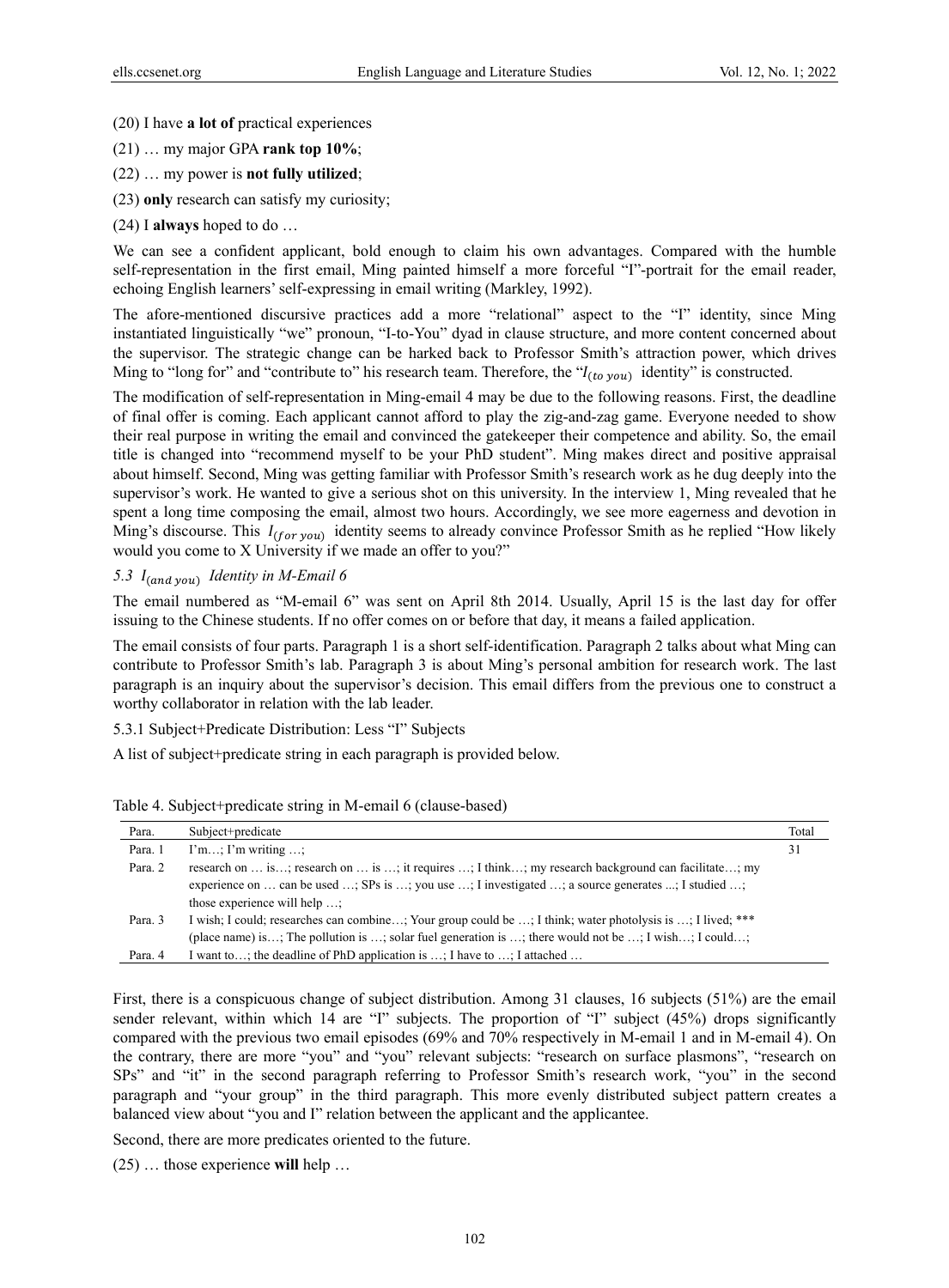(20) I have **a lot of** practical experiences

(21) … my major GPA **rank top 10%**;

(22) … my power is **not fully utilized**;

(23) **only** research can satisfy my curiosity;

(24) I **always** hoped to do …

We can see a confident applicant, bold enough to claim his own advantages. Compared with the humble self-representation in the first email, Ming painted himself a more forceful "I"-portrait for the email reader, echoing English learners' self-expressing in email writing (Markley, 1992).

The afore-mentioned discursive practices add a more "relational" aspect to the "I" identity, since Ming instantiated linguistically "we" pronoun, "I-to-You" dyad in clause structure, and more content concerned about the supervisor. The strategic change can be harked back to Professor Smith's attraction power, which drives Ming to "long for" and "contribute to" his research team. Therefore, the "$I_{(to\ you)}$ identity" is constructed.

The modification of self-representation in Ming-email 4 may be due to the following reasons. First, the deadline of final offer is coming. Each applicant cannot afford to play the zig-and-zag game. Everyone needed to show their real purpose in writing the email and convinced the gatekeeper their competence and ability. So, the email title is changed into "recommend myself to be your PhD student". Ming makes direct and positive appraisal about himself. Second, Ming was getting familiar with Professor Smith's research work as he dug deeply into the supervisor's work. He wanted to give a serious shot on this university. In the interview 1, Ming revealed that he spent a long time composing the email, almost two hours. Accordingly, we see more eagerness and devotion in Ming's discourse. This $I_{(for\ you)}$ identity seems to already convince Professor Smith as he replied "How likely would you come to X University if we made an offer to you?"

### *5.3 $I_{(and\ you)}$ Identity in M-Email 6*

The email numbered as "M-email 6" was sent on April 8th 2014. Usually, April 15 is the last day for offer issuing to the Chinese students. If no offer comes on or before that day, it means a failed application.

The email consists of four parts. Paragraph 1 is a short self-identification. Paragraph 2 talks about what Ming can contribute to Professor Smith's lab. Paragraph 3 is about Ming's personal ambition for research work. The last paragraph is an inquiry about the supervisor's decision. This email differs from the previous one to construct a worthy collaborator in relation with the lab leader.

#### 5.3.1 Subject+Predicate Distribution: Less "I" Subjects

A list of subject+predicate string in each paragraph is provided below.

Table 4. Subject+predicate string in M-email 6 (clause-based)

| Para. | Subject+predicate | Total |
|---|---|---|
| Para. 1 | I'm…; I'm writing …; | 31 |
| Para. 2 | research on … is…; research on … is …; it requires …; I think…; my research background can facilitate…; my experience on … can be used …; SPs is …; you use …; I investigated …; a source generates ...; I studied …; those experience will help …; | |
| Para. 3 | I wish; I could; researches can combine…; Your group could be …; I think; water photolysis is …; I lived; *** (place name) is…; The pollution is …; solar fuel generation is …; there would not be …; I wish…; I could…; | |
| Para. 4 | I want to…; the deadline of PhD application is …; I have to …; I attached … | |

First, there is a conspicuous change of subject distribution. Among 31 clauses, 16 subjects (51%) are the email sender relevant, within which 14 are "I" subjects. The proportion of "I" subject (45%) drops significantly compared with the previous two email episodes (69% and 70% respectively in M-email 1 and in M-email 4). On the contrary, there are more "you" and "you" relevant subjects: "research on surface plasmons", "research on SPs" and "it" in the second paragraph referring to Professor Smith's research work, "you" in the second paragraph and "your group" in the third paragraph. This more evenly distributed subject pattern creates a balanced view about "you and I" relation between the applicant and the applicantee.

Second, there are more predicates oriented to the future.

(25) … those experience **will** help …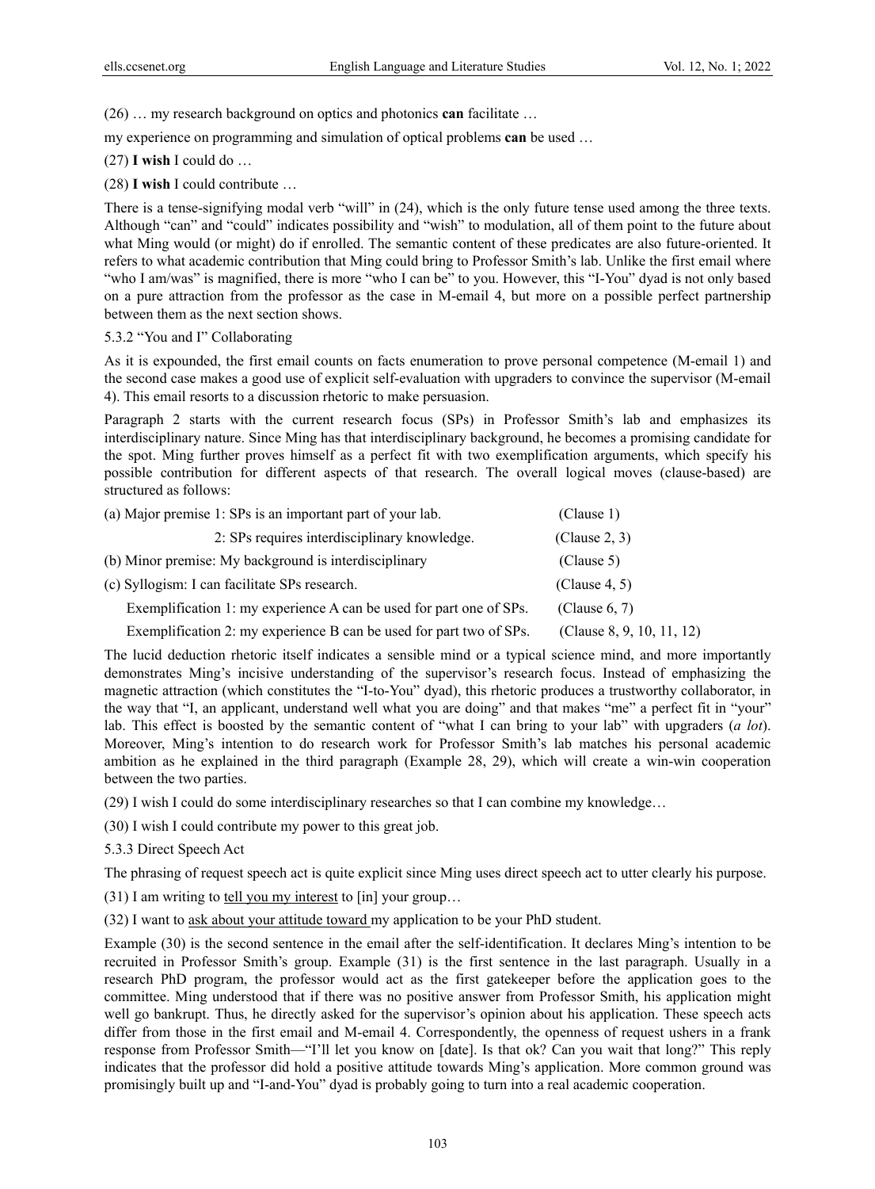(26) … my research background on optics and photonics **can** facilitate …

my experience on programming and simulation of optical problems **can** be used …

(27) **I wish** I could do …

(28) **I wish** I could contribute …

There is a tense-signifying modal verb "will" in (24), which is the only future tense used among the three texts. Although "can" and "could" indicates possibility and "wish" to modulation, all of them point to the future about what Ming would (or might) do if enrolled. The semantic content of these predicates are also future-oriented. It refers to what academic contribution that Ming could bring to Professor Smith's lab. Unlike the first email where "who I am/was" is magnified, there is more "who I can be" to you. However, this "I-You" dyad is not only based on a pure attraction from the professor as the case in M-email 4, but more on a possible perfect partnership between them as the next section shows.

### 5.3.2 "You and I" Collaborating

As it is expounded, the first email counts on facts enumeration to prove personal competence (M-email 1) and the second case makes a good use of explicit self-evaluation with upgraders to convince the supervisor (M-email 4). This email resorts to a discussion rhetoric to make persuasion.

Paragraph 2 starts with the current research focus (SPs) in Professor Smith's lab and emphasizes its interdisciplinary nature. Since Ming has that interdisciplinary background, he becomes a promising candidate for the spot. Ming further proves himself as a perfect fit with two exemplification arguments, which specify his possible contribution for different aspects of that research. The overall logical moves (clause-based) are structured as follows:

| | |
|---|---|
| (a) Major premise 1: SPs is an important part of your lab. | (Clause 1) |
| 2: SPs requires interdisciplinary knowledge. | (Clause 2, 3) |
| (b) Minor premise: My background is interdisciplinary | (Clause 5) |
| (c) Syllogism: I can facilitate SPs research. | (Clause 4, 5) |
| Exemplification 1: my experience A can be used for part one of SPs. | (Clause 6, 7) |
| Exemplification 2: my experience B can be used for part two of SPs. | (Clause 8, 9, 10, 11, 12) |

The lucid deduction rhetoric itself indicates a sensible mind or a typical science mind, and more importantly demonstrates Ming's incisive understanding of the supervisor's research focus. Instead of emphasizing the magnetic attraction (which constitutes the "I-to-You" dyad), this rhetoric produces a trustworthy collaborator, in the way that "I, an applicant, understand well what you are doing" and that makes "me" a perfect fit in "your" lab. This effect is boosted by the semantic content of "what I can bring to your lab" with upgraders (*a lot*). Moreover, Ming's intention to do research work for Professor Smith's lab matches his personal academic ambition as he explained in the third paragraph (Example 28, 29), which will create a win-win cooperation between the two parties.

(29) I wish I could do some interdisciplinary researches so that I can combine my knowledge…

(30) I wish I could contribute my power to this great job.

### 5.3.3 Direct Speech Act

The phrasing of request speech act is quite explicit since Ming uses direct speech act to utter clearly his purpose.

(31) I am writing to <u>tell you my interest</u> to [in] your group…

(32) I want to <u>ask about your attitude toward</u> my application to be your PhD student.

Example (30) is the second sentence in the email after the self-identification. It declares Ming's intention to be recruited in Professor Smith's group. Example (31) is the first sentence in the last paragraph. Usually in a research PhD program, the professor would act as the first gatekeeper before the application goes to the committee. Ming understood that if there was no positive answer from Professor Smith, his application might well go bankrupt. Thus, he directly asked for the supervisor's opinion about his application. These speech acts differ from those in the first email and M-email 4. Correspondently, the openness of request ushers in a frank response from Professor Smith—"I'll let you know on [date]. Is that ok? Can you wait that long?" This reply indicates that the professor did hold a positive attitude towards Ming's application. More common ground was promisingly built up and "I-and-You" dyad is probably going to turn into a real academic cooperation.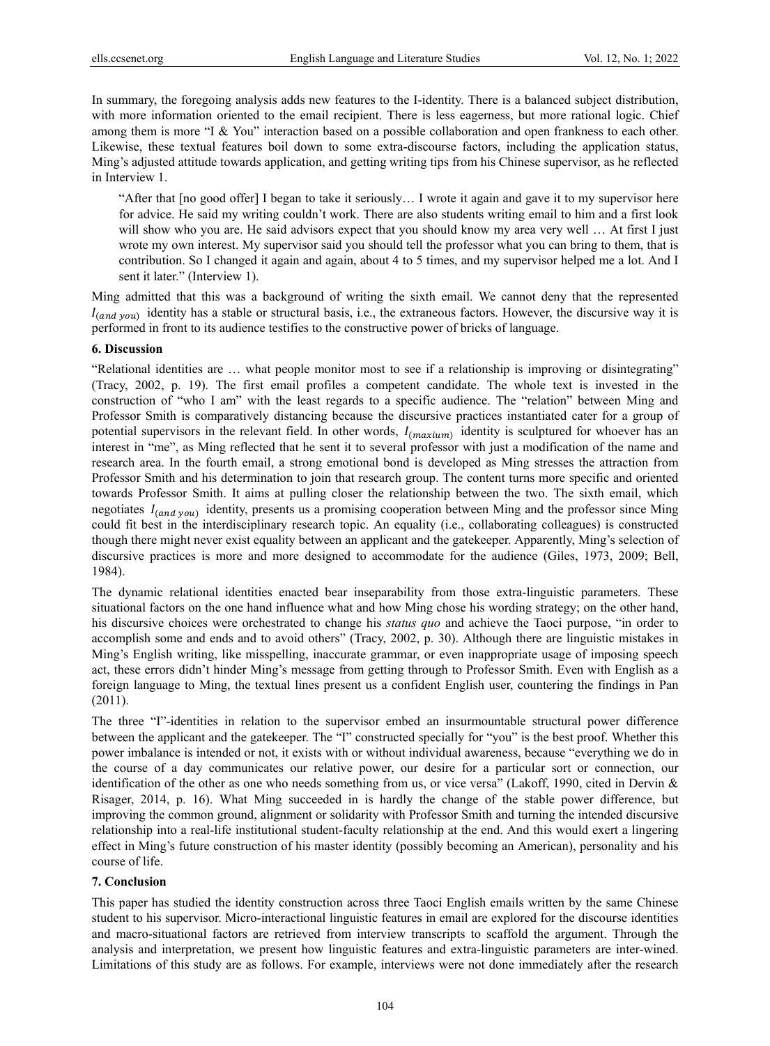In summary, the foregoing analysis adds new features to the I-identity. There is a balanced subject distribution, with more information oriented to the email recipient. There is less eagerness, but more rational logic. Chief among them is more "I & You" interaction based on a possible collaboration and open frankness to each other. Likewise, these textual features boil down to some extra-discourse factors, including the application status, Ming's adjusted attitude towards application, and getting writing tips from his Chinese supervisor, as he reflected in Interview 1.

> "After that [no good offer] I began to take it seriously… I wrote it again and gave it to my supervisor here for advice. He said my writing couldn't work. There are also students writing email to him and a first look will show who you are. He said advisors expect that you should know my area very well … At first I just wrote my own interest. My supervisor said you should tell the professor what you can bring to them, that is contribution. So I changed it again and again, about 4 to 5 times, and my supervisor helped me a lot. And I sent it later." (Interview 1).

Ming admitted that this was a background of writing the sixth email. We cannot deny that the represented $I_{(and\ you)}$ identity has a stable or structural basis, i.e., the extraneous factors. However, the discursive way it is performed in front to its audience testifies to the constructive power of bricks of language.

## 6. Discussion

"Relational identities are … what people monitor most to see if a relationship is improving or disintegrating" (Tracy, 2002, p. 19). The first email profiles a competent candidate. The whole text is invested in the construction of "who I am" with the least regards to a specific audience. The "relation" between Ming and Professor Smith is comparatively distancing because the discursive practices instantiated cater for a group of potential supervisors in the relevant field. In other words, $I_{(maxium)}$ identity is sculptured for whoever has an interest in "me", as Ming reflected that he sent it to several professor with just a modification of the name and research area. In the fourth email, a strong emotional bond is developed as Ming stresses the attraction from Professor Smith and his determination to join that research group. The content turns more specific and oriented towards Professor Smith. It aims at pulling closer the relationship between the two. The sixth email, which negotiates $I_{(and\ you)}$ identity, presents us a promising cooperation between Ming and the professor since Ming could fit best in the interdisciplinary research topic. An equality (i.e., collaborating colleagues) is constructed though there might never exist equality between an applicant and the gatekeeper. Apparently, Ming's selection of discursive practices is more and more designed to accommodate for the audience (Giles, 1973, 2009; Bell, 1984).

The dynamic relational identities enacted bear inseparability from those extra-linguistic parameters. These situational factors on the one hand influence what and how Ming chose his wording strategy; on the other hand, his discursive choices were orchestrated to change his *status quo* and achieve the Taoci purpose, "in order to accomplish some and ends and to avoid others" (Tracy, 2002, p. 30). Although there are linguistic mistakes in Ming's English writing, like misspelling, inaccurate grammar, or even inappropriate usage of imposing speech act, these errors didn't hinder Ming's message from getting through to Professor Smith. Even with English as a foreign language to Ming, the textual lines present us a confident English user, countering the findings in Pan (2011).

The three "I"-identities in relation to the supervisor embed an insurmountable structural power difference between the applicant and the gatekeeper. The "I" constructed specially for "you" is the best proof. Whether this power imbalance is intended or not, it exists with or without individual awareness, because "everything we do in the course of a day communicates our relative power, our desire for a particular sort or connection, our identification of the other as one who needs something from us, or vice versa" (Lakoff, 1990, cited in Dervin & Risager, 2014, p. 16). What Ming succeeded in is hardly the change of the stable power difference, but improving the common ground, alignment or solidarity with Professor Smith and turning the intended discursive relationship into a real-life institutional student-faculty relationship at the end. And this would exert a lingering effect in Ming's future construction of his master identity (possibly becoming an American), personality and his course of life.

## 7. Conclusion

This paper has studied the identity construction across three Taoci English emails written by the same Chinese student to his supervisor. Micro-interactional linguistic features in email are explored for the discourse identities and macro-situational factors are retrieved from interview transcripts to scaffold the argument. Through the analysis and interpretation, we present how linguistic features and extra-linguistic parameters are inter-wined. Limitations of this study are as follows. For example, interviews were not done immediately after the research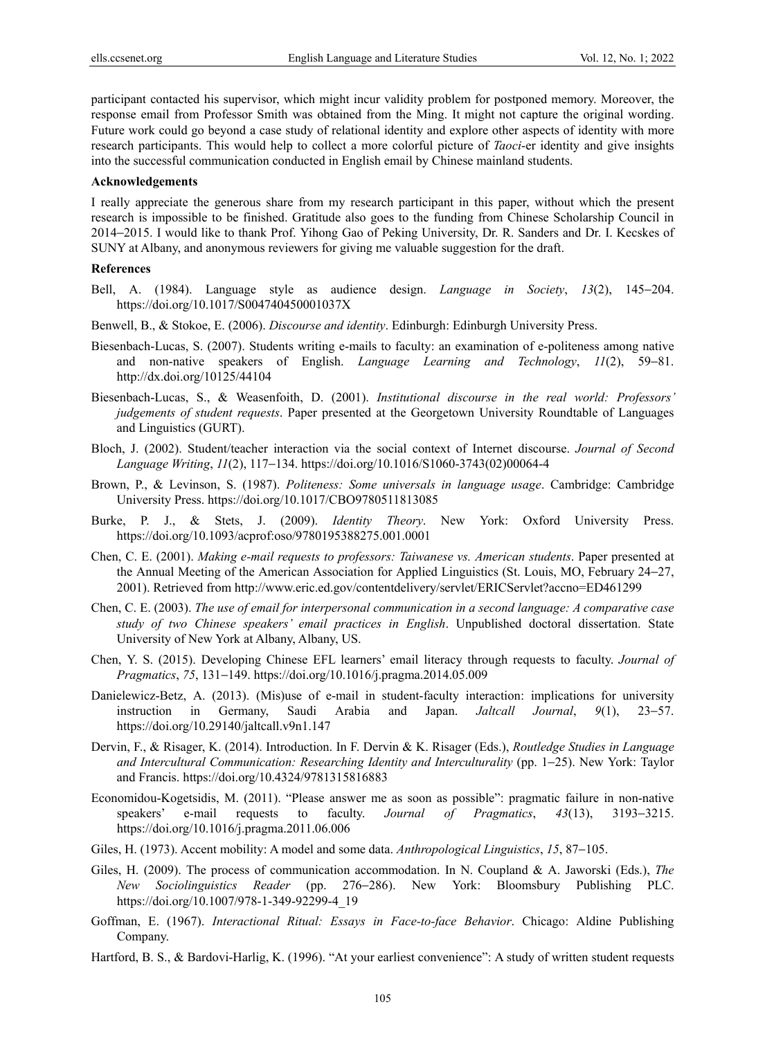participant contacted his supervisor, which might incur validity problem for postponed memory. Moreover, the response email from Professor Smith was obtained from the Ming. It might not capture the original wording. Future work could go beyond a case study of relational identity and explore other aspects of identity with more research participants. This would help to collect a more colorful picture of *Taoci*-er identity and give insights into the successful communication conducted in English email by Chinese mainland students.

**Acknowledgements**

I really appreciate the generous share from my research participant in this paper, without which the present research is impossible to be finished. Gratitude also goes to the funding from Chinese Scholarship Council in 2014–2015. I would like to thank Prof. Yihong Gao of Peking University, Dr. R. Sanders and Dr. I. Kecskes of SUNY at Albany, and anonymous reviewers for giving me valuable suggestion for the draft.

**References**

Bell, A. (1984). Language style as audience design. *Language in Society*, *13*(2), 145–204. https://doi.org/10.1017/S004740450001037X

Benwell, B., & Stokoe, E. (2006). *Discourse and identity*. Edinburgh: Edinburgh University Press.

Biesenbach-Lucas, S. (2007). Students writing e-mails to faculty: an examination of e-politeness among native and non-native speakers of English. *Language Learning and Technology*, *11*(2), 59–81. http://dx.doi.org/10125/44104

Biesenbach-Lucas, S., & Weasenfoith, D. (2001). *Institutional discourse in the real world: Professors' judgements of student requests*. Paper presented at the Georgetown University Roundtable of Languages and Linguistics (GURT).

Bloch, J. (2002). Student/teacher interaction via the social context of Internet discourse. *Journal of Second Language Writing*, *11*(2), 117–134. https://doi.org/10.1016/S1060-3743(02)00064-4

Brown, P., & Levinson, S. (1987). *Politeness: Some universals in language usage*. Cambridge: Cambridge University Press. https://doi.org/10.1017/CBO9780511813085

Burke, P. J., & Stets, J. (2009). *Identity Theory*. New York: Oxford University Press. https://doi.org/10.1093/acprof:oso/9780195388275.001.0001

Chen, C. E. (2001). *Making e-mail requests to professors: Taiwanese vs. American students*. Paper presented at the Annual Meeting of the American Association for Applied Linguistics (St. Louis, MO, February 24–27, 2001). Retrieved from http://www.eric.ed.gov/contentdelivery/servlet/ERICServlet?accno=ED461299

Chen, C. E. (2003). *The use of email for interpersonal communication in a second language: A comparative case study of two Chinese speakers' email practices in English*. Unpublished doctoral dissertation. State University of New York at Albany, Albany, US.

Chen, Y. S. (2015). Developing Chinese EFL learners' email literacy through requests to faculty. *Journal of Pragmatics*, *75*, 131–149. https://doi.org/10.1016/j.pragma.2014.05.009

Danielewicz-Betz, A. (2013). (Mis)use of e-mail in student-faculty interaction: implications for university instruction in Germany, Saudi Arabia and Japan. *Jaltcall Journal*, *9*(1), 23–57. https://doi.org/10.29140/jaltcall.v9n1.147

Dervin, F., & Risager, K. (2014). Introduction. In F. Dervin & K. Risager (Eds.), *Routledge Studies in Language and Intercultural Communication: Researching Identity and Interculturality* (pp. 1–25). New York: Taylor and Francis. https://doi.org/10.4324/9781315816883

Economidou-Kogetsidis, M. (2011). "Please answer me as soon as possible": pragmatic failure in non-native speakers' e-mail requests to faculty. *Journal of Pragmatics*, *43*(13), 3193–3215. https://doi.org/10.1016/j.pragma.2011.06.006

Giles, H. (1973). Accent mobility: A model and some data. *Anthropological Linguistics*, *15*, 87–105.

Giles, H. (2009). The process of communication accommodation. In N. Coupland & A. Jaworski (Eds.), *The New Sociolinguistics Reader* (pp. 276–286). New York: Bloomsbury Publishing PLC. https://doi.org/10.1007/978-1-349-92299-4_19

Goffman, E. (1967). *Interactional Ritual: Essays in Face-to-face Behavior*. Chicago: Aldine Publishing Company.

Hartford, B. S., & Bardovi-Harlig, K. (1996). "At your earliest convenience": A study of written student requests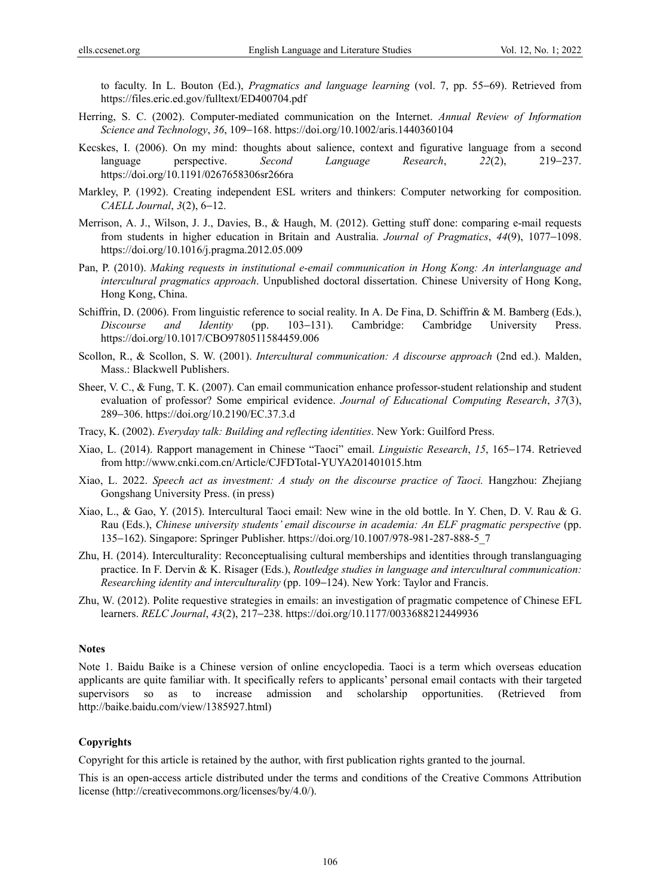to faculty. In L. Bouton (Ed.), *Pragmatics and language learning* (vol. 7, pp. 55‒69). Retrieved from https://files.eric.ed.gov/fulltext/ED400704.pdf

Herring, S. C. (2002). Computer-mediated communication on the Internet. *Annual Review of Information Science and Technology*, *36*, 109‒168. https://doi.org/10.1002/aris.1440360104

Kecskes, I. (2006). On my mind: thoughts about salience, context and figurative language from a second language perspective. *Second Language Research*, *22*(2), 219‒237. https://doi.org/10.1191/0267658306sr266ra

Markley, P. (1992). Creating independent ESL writers and thinkers: Computer networking for composition. *CAELL Journal*, *3*(2), 6‒12.

Merrison, A. J., Wilson, J. J., Davies, B., & Haugh, M. (2012). Getting stuff done: comparing e-mail requests from students in higher education in Britain and Australia. *Journal of Pragmatics*, *44*(9), 1077‒1098. https://doi.org/10.1016/j.pragma.2012.05.009

Pan, P. (2010). *Making requests in institutional e-email communication in Hong Kong: An interlanguage and intercultural pragmatics approach*. Unpublished doctoral dissertation. Chinese University of Hong Kong, Hong Kong, China.

Schiffrin, D. (2006). From linguistic reference to social reality. In A. De Fina, D. Schiffrin & M. Bamberg (Eds.), *Discourse and Identity* (pp. 103‒131). Cambridge: Cambridge University Press. https://doi.org/10.1017/CBO9780511584459.006

Scollon, R., & Scollon, S. W. (2001). *Intercultural communication: A discourse approach* (2nd ed.). Malden, Mass.: Blackwell Publishers.

Sheer, V. C., & Fung, T. K. (2007). Can email communication enhance professor-student relationship and student evaluation of professor? Some empirical evidence. *Journal of Educational Computing Research*, *37*(3), 289‒306. https://doi.org/10.2190/EC.37.3.d

Tracy, K. (2002). *Everyday talk: Building and reflecting identities*. New York: Guilford Press.

Xiao, L. (2014). Rapport management in Chinese "Taoci" email. *Linguistic Research*, *15*, 165‒174. Retrieved from http://www.cnki.com.cn/Article/CJFDTotal-YUYA201401015.htm

Xiao, L. 2022. *Speech act as investment: A study on the discourse practice of Taoci.* Hangzhou: Zhejiang Gongshang University Press. (in press)

Xiao, L., & Gao, Y. (2015). Intercultural Taoci email: New wine in the old bottle. In Y. Chen, D. V. Rau & G. Rau (Eds.), *Chinese university students' email discourse in academia: An ELF pragmatic perspective* (pp. 135‒162). Singapore: Springer Publisher. https://doi.org/10.1007/978-981-287-888-5_7

Zhu, H. (2014). Interculturality: Reconceptualising cultural memberships and identities through translanguaging practice. In F. Dervin & K. Risager (Eds.), *Routledge studies in language and intercultural communication: Researching identity and interculturality* (pp. 109‒124). New York: Taylor and Francis.

Zhu, W. (2012). Polite requestive strategies in emails: an investigation of pragmatic competence of Chinese EFL learners. *RELC Journal*, *43*(2), 217‒238. https://doi.org/10.1177/0033688212449936

## Notes

Note 1. Baidu Baike is a Chinese version of online encyclopedia. Taoci is a term which overseas education applicants are quite familiar with. It specifically refers to applicants' personal email contacts with their targeted supervisors so as to increase admission and scholarship opportunities. (Retrieved from http://baike.baidu.com/view/1385927.html)

## Copyrights

Copyright for this article is retained by the author, with first publication rights granted to the journal.

This is an open-access article distributed under the terms and conditions of the Creative Commons Attribution license (http://creativecommons.org/licenses/by/4.0/).